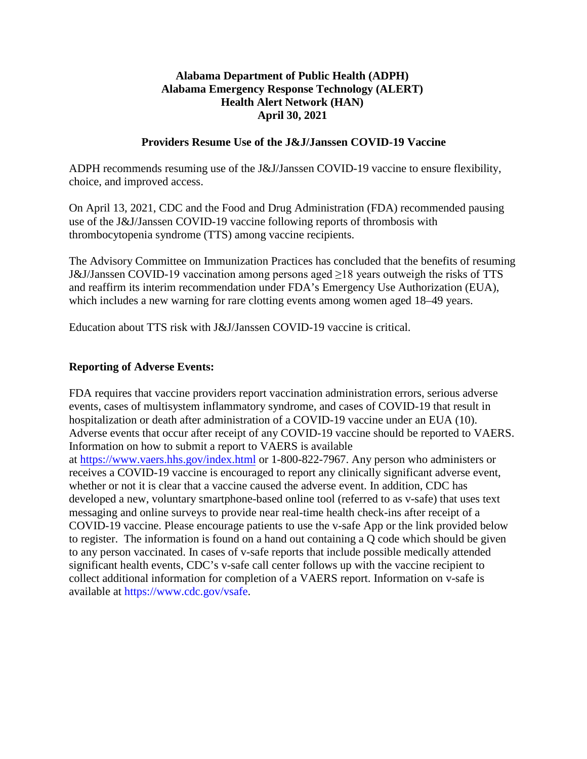**Alabama Department of Public Health (ADPH)**
**Alabama Emergency Response Technology (ALERT)**
**Health Alert Network (HAN)**
**April 30, 2021**

## Providers Resume Use of the J&J/Janssen COVID-19 Vaccine

ADPH recommends resuming use of the J&J/Janssen COVID-19 vaccine to ensure flexibility, choice, and improved access.

On April 13, 2021, CDC and the Food and Drug Administration (FDA) recommended pausing use of the J&J/Janssen COVID-19 vaccine following reports of thrombosis with thrombocytopenia syndrome (TTS) among vaccine recipients.

The Advisory Committee on Immunization Practices has concluded that the benefits of resuming J&J/Janssen COVID-19 vaccination among persons aged ≥18 years outweigh the risks of TTS and reaffirm its interim recommendation under FDA's Emergency Use Authorization (EUA), which includes a new warning for rare clotting events among women aged 18–49 years.

Education about TTS risk with J&J/Janssen COVID-19 vaccine is critical.

### Reporting of Adverse Events:

FDA requires that vaccine providers report vaccination administration errors, serious adverse events, cases of multisystem inflammatory syndrome, and cases of COVID-19 that result in hospitalization or death after administration of a COVID-19 vaccine under an EUA (10). Adverse events that occur after receipt of any COVID-19 vaccine should be reported to VAERS. Information on how to submit a report to VAERS is available at https://www.vaers.hhs.gov/index.html or 1-800-822-7967. Any person who administers or receives a COVID-19 vaccine is encouraged to report any clinically significant adverse event, whether or not it is clear that a vaccine caused the adverse event. In addition, CDC has developed a new, voluntary smartphone-based online tool (referred to as v-safe) that uses text messaging and online surveys to provide near real-time health check-ins after receipt of a COVID-19 vaccine. Please encourage patients to use the v-safe App or the link provided below to register. The information is found on a hand out containing a Q code which should be given to any person vaccinated. In cases of v-safe reports that include possible medically attended significant health events, CDC's v-safe call center follows up with the vaccine recipient to collect additional information for completion of a VAERS report. Information on v-safe is available at https://www.cdc.gov/vsafe.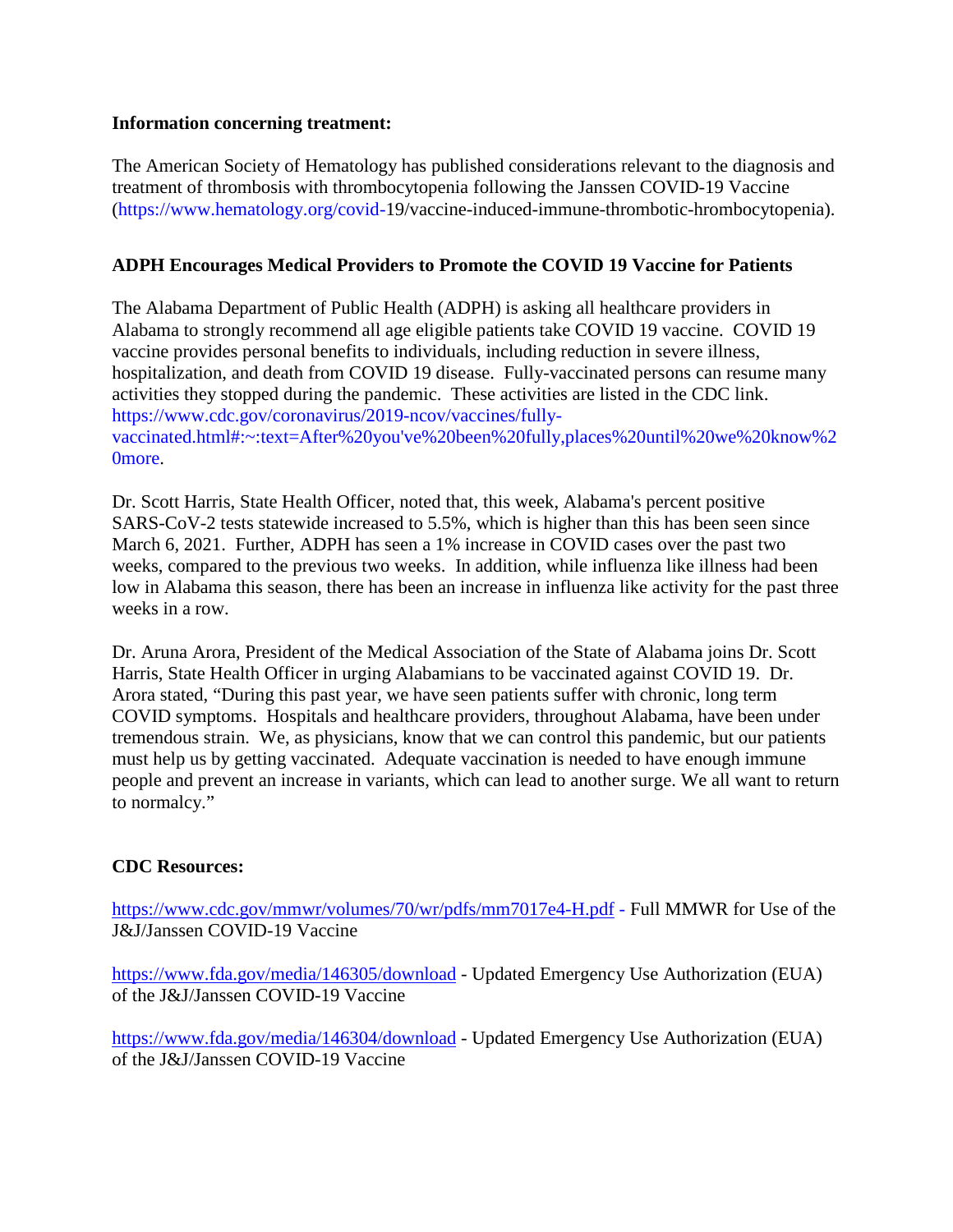**Information concerning treatment:**

The American Society of Hematology has published considerations relevant to the diagnosis and treatment of thrombosis with thrombocytopenia following the Janssen COVID-19 Vaccine (https://www.hematology.org/covid-19/vaccine-induced-immune-thrombotic-hrombocytopenia).

**ADPH Encourages Medical Providers to Promote the COVID 19 Vaccine for Patients**

The Alabama Department of Public Health (ADPH) is asking all healthcare providers in Alabama to strongly recommend all age eligible patients take COVID 19 vaccine. COVID 19 vaccine provides personal benefits to individuals, including reduction in severe illness, hospitalization, and death from COVID 19 disease. Fully-vaccinated persons can resume many activities they stopped during the pandemic. These activities are listed in the CDC link. https://www.cdc.gov/coronavirus/2019-ncov/vaccines/fully-vaccinated.html#:~:text=After%20you've%20been%20fully,places%20until%20we%20know%20more.

Dr. Scott Harris, State Health Officer, noted that, this week, Alabama's percent positive SARS-CoV-2 tests statewide increased to 5.5%, which is higher than this has been seen since March 6, 2021. Further, ADPH has seen a 1% increase in COVID cases over the past two weeks, compared to the previous two weeks. In addition, while influenza like illness had been low in Alabama this season, there has been an increase in influenza like activity for the past three weeks in a row.

Dr. Aruna Arora, President of the Medical Association of the State of Alabama joins Dr. Scott Harris, State Health Officer in urging Alabamians to be vaccinated against COVID 19. Dr. Arora stated, "During this past year, we have seen patients suffer with chronic, long term COVID symptoms. Hospitals and healthcare providers, throughout Alabama, have been under tremendous strain. We, as physicians, know that we can control this pandemic, but our patients must help us by getting vaccinated. Adequate vaccination is needed to have enough immune people and prevent an increase in variants, which can lead to another surge. We all want to return to normalcy."

**CDC Resources:**

https://www.cdc.gov/mmwr/volumes/70/wr/pdfs/mm7017e4-H.pdf - Full MMWR for Use of the J&J/Janssen COVID-19 Vaccine

https://www.fda.gov/media/146305/download - Updated Emergency Use Authorization (EUA) of the J&J/Janssen COVID-19 Vaccine

https://www.fda.gov/media/146304/download - Updated Emergency Use Authorization (EUA) of the J&J/Janssen COVID-19 Vaccine